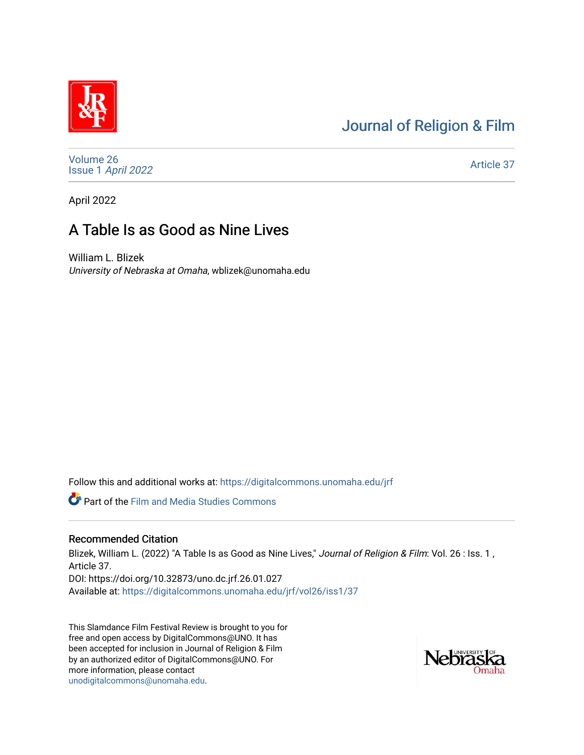# Journal of Religion & Film

Volume 26
Issue 1 *April 2022*

Article 37

April 2022

## A Table Is as Good as Nine Lives

William L. Blizek
*University of Nebraska at Omaha*, wblizek@unomaha.edu

Follow this and additional works at: https://digitalcommons.unomaha.edu/jrf

Part of the Film and Media Studies Commons

### Recommended Citation

Blizek, William L. (2022) "A Table Is as Good as Nine Lives," *Journal of Religion & Film*: Vol. 26 : Iss. 1 , Article 37.
DOI: https://doi.org/10.32873/uno.dc.jrf.26.01.027
Available at: https://digitalcommons.unomaha.edu/jrf/vol26/iss1/37

This Slamdance Film Festival Review is brought to you for free and open access by DigitalCommons@UNO. It has been accepted for inclusion in Journal of Religion & Film by an authorized editor of DigitalCommons@UNO. For more information, please contact unodigitalcommons@unomaha.edu.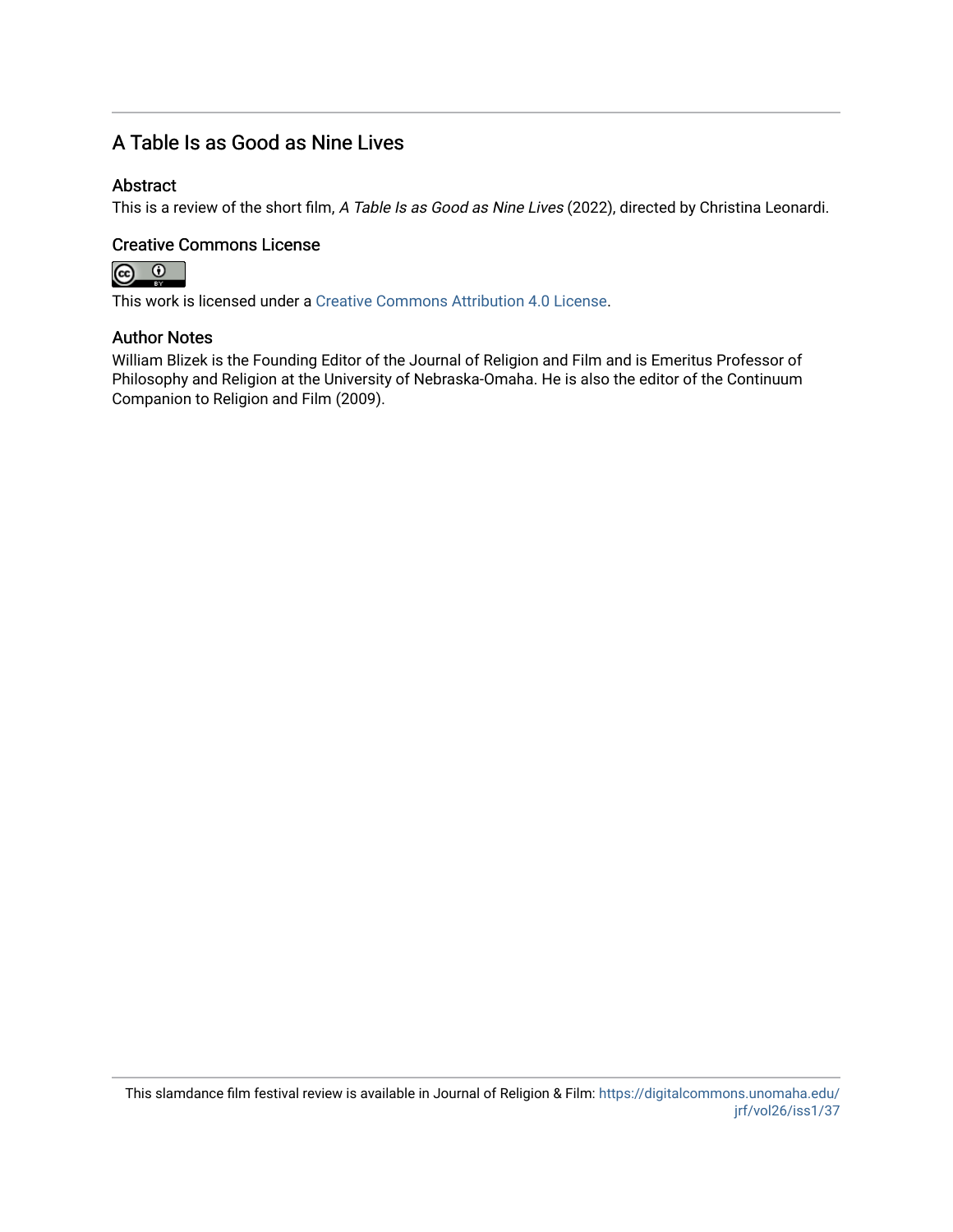# A Table Is as Good as Nine Lives

## Abstract

This is a review of the short film, *A Table Is as Good as Nine Lives* (2022), directed by Christina Leonardi.

## Creative Commons License

This work is licensed under a Creative Commons Attribution 4.0 License.

## Author Notes

William Blizek is the Founding Editor of the Journal of Religion and Film and is Emeritus Professor of Philosophy and Religion at the University of Nebraska-Omaha. He is also the editor of the Continuum Companion to Religion and Film (2009).

This slamdance film festival review is available in Journal of Religion & Film: https://digitalcommons.unomaha.edu/jrf/vol26/iss1/37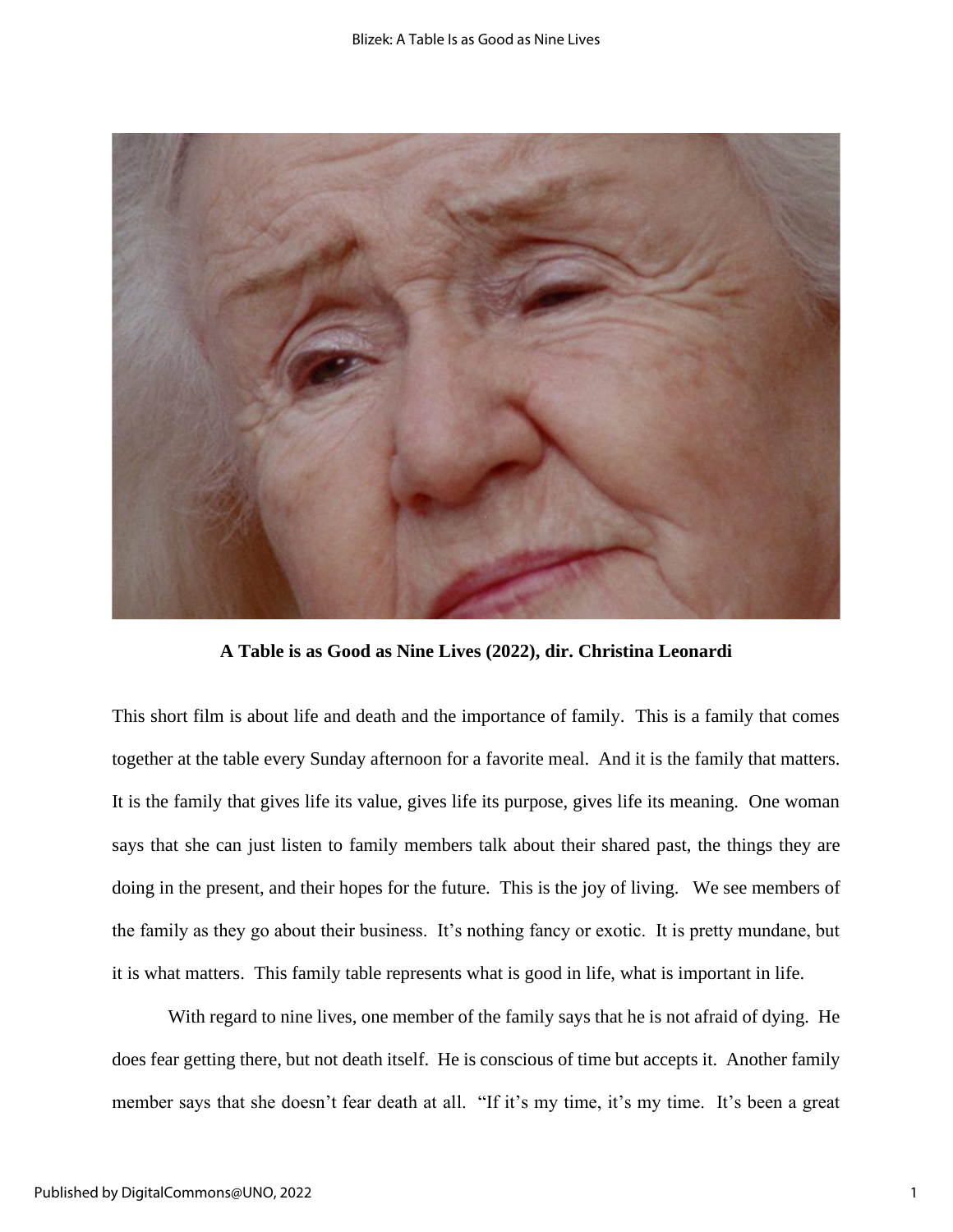**A Table is as Good as Nine Lives (2022), dir. Christina Leonardi**

This short film is about life and death and the importance of family. This is a family that comes together at the table every Sunday afternoon for a favorite meal. And it is the family that matters. It is the family that gives life its value, gives life its purpose, gives life its meaning. One woman says that she can just listen to family members talk about their shared past, the things they are doing in the present, and their hopes for the future. This is the joy of living. We see members of the family as they go about their business. It's nothing fancy or exotic. It is pretty mundane, but it is what matters. This family table represents what is good in life, what is important in life.

With regard to nine lives, one member of the family says that he is not afraid of dying. He does fear getting there, but not death itself. He is conscious of time but accepts it. Another family member says that she doesn't fear death at all. "If it's my time, it's my time. It's been a great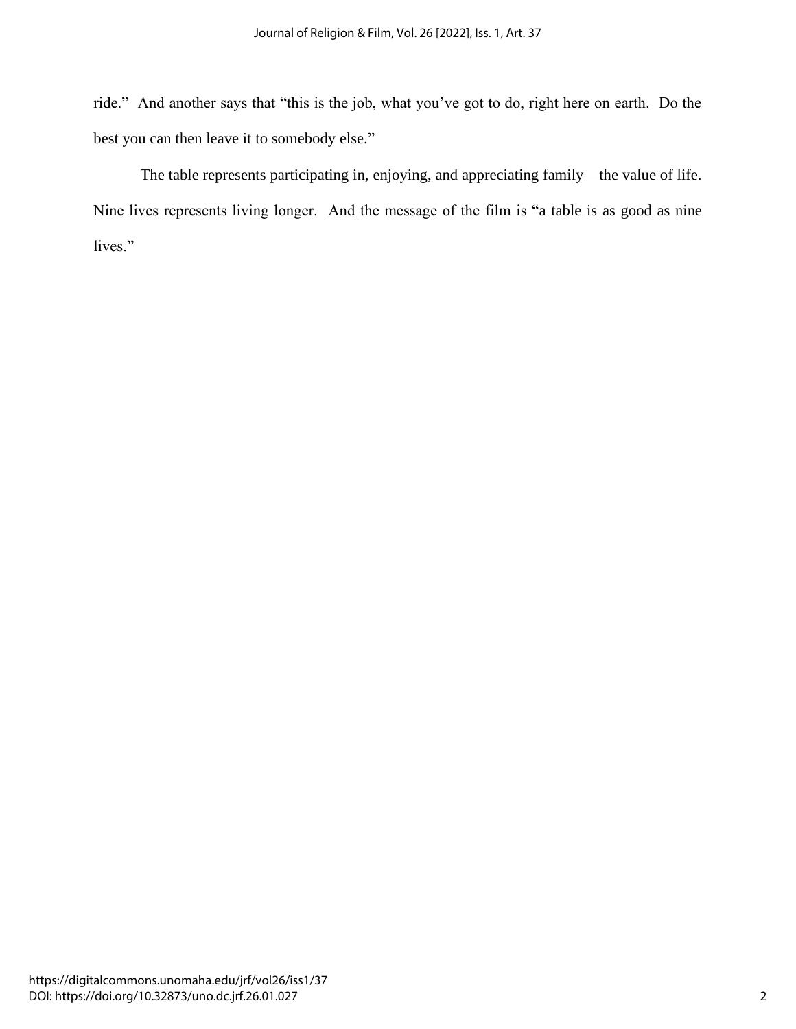ride." And another says that "this is the job, what you've got to do, right here on earth. Do the best you can then leave it to somebody else."

The table represents participating in, enjoying, and appreciating family—the value of life. Nine lives represents living longer. And the message of the film is "a table is as good as nine lives."